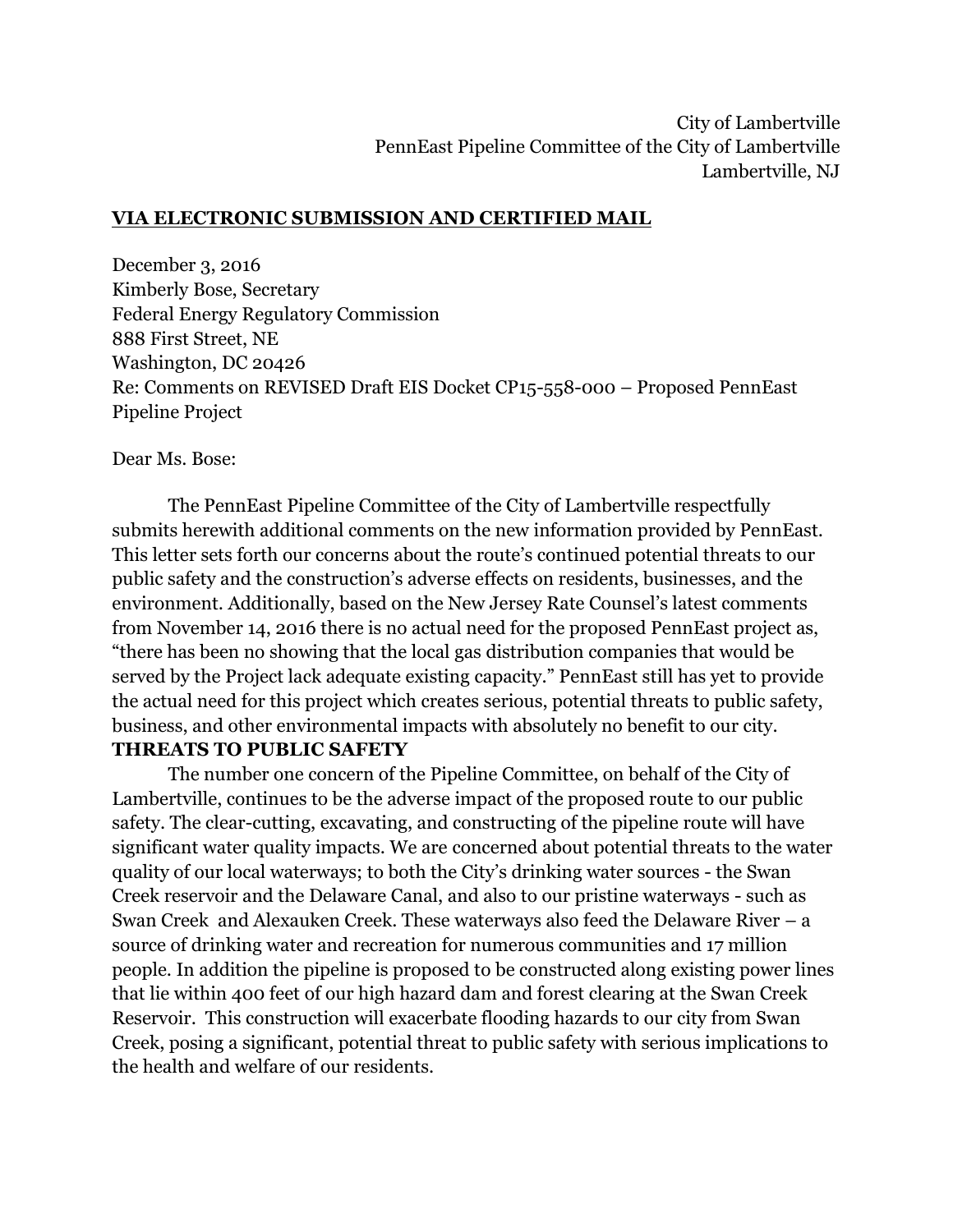City of Lambertville
PennEast Pipeline Committee of the City of Lambertville
Lambertville, NJ

**VIA ELECTRONIC SUBMISSION AND CERTIFIED MAIL**

December 3, 2016
Kimberly Bose, Secretary
Federal Energy Regulatory Commission
888 First Street, NE
Washington, DC 20426
Re: Comments on REVISED Draft EIS Docket CP15-558-000 – Proposed PennEast Pipeline Project

Dear Ms. Bose:

The PennEast Pipeline Committee of the City of Lambertville respectfully submits herewith additional comments on the new information provided by PennEast. This letter sets forth our concerns about the route's continued potential threats to our public safety and the construction's adverse effects on residents, businesses, and the environment. Additionally, based on the New Jersey Rate Counsel's latest comments from November 14, 2016 there is no actual need for the proposed PennEast project as, "there has been no showing that the local gas distribution companies that would be served by the Project lack adequate existing capacity." PennEast still has yet to provide the actual need for this project which creates serious, potential threats to public safety, business, and other environmental impacts with absolutely no benefit to our city.

**THREATS TO PUBLIC SAFETY**

The number one concern of the Pipeline Committee, on behalf of the City of Lambertville, continues to be the adverse impact of the proposed route to our public safety. The clear-cutting, excavating, and constructing of the pipeline route will have significant water quality impacts. We are concerned about potential threats to the water quality of our local waterways; to both the City's drinking water sources - the Swan Creek reservoir and the Delaware Canal, and also to our pristine waterways - such as Swan Creek and Alexauken Creek. These waterways also feed the Delaware River – a source of drinking water and recreation for numerous communities and 17 million people. In addition the pipeline is proposed to be constructed along existing power lines that lie within 400 feet of our high hazard dam and forest clearing at the Swan Creek Reservoir. This construction will exacerbate flooding hazards to our city from Swan Creek, posing a significant, potential threat to public safety with serious implications to the health and welfare of our residents.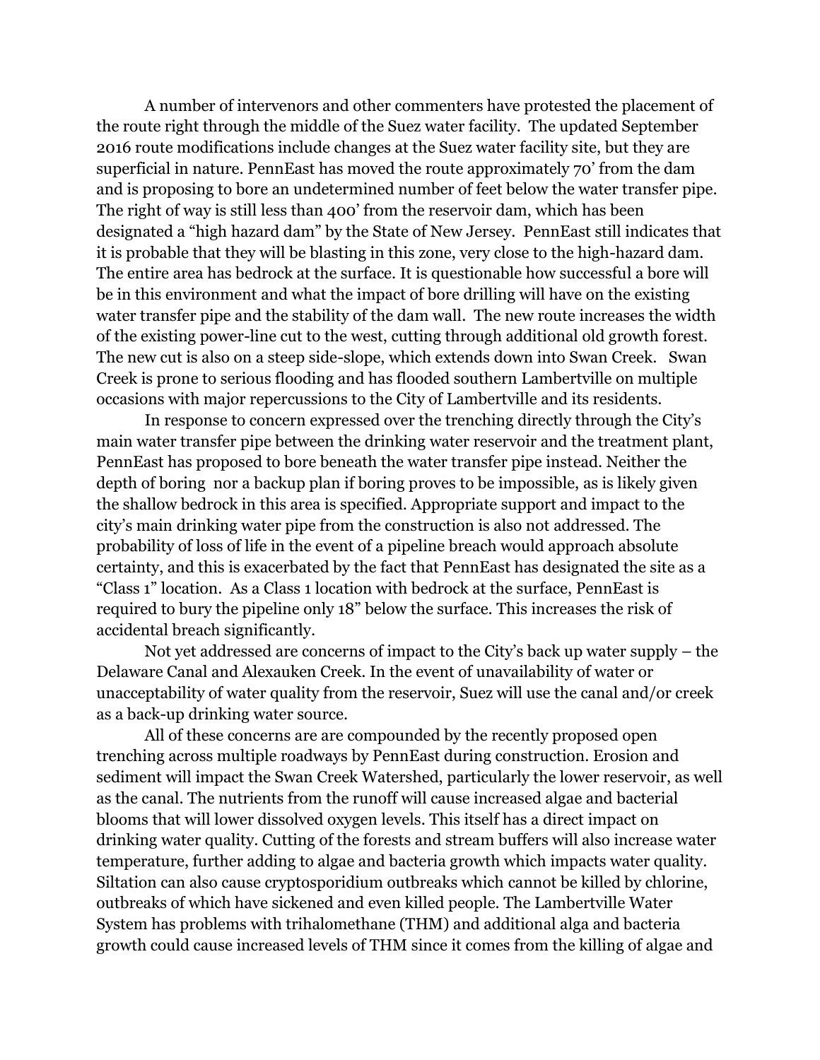A number of intervenors and other commenters have protested the placement of the route right through the middle of the Suez water facility. The updated September 2016 route modifications include changes at the Suez water facility site, but they are superficial in nature. PennEast has moved the route approximately 70' from the dam and is proposing to bore an undetermined number of feet below the water transfer pipe. The right of way is still less than 400' from the reservoir dam, which has been designated a "high hazard dam" by the State of New Jersey. PennEast still indicates that it is probable that they will be blasting in this zone, very close to the high-hazard dam. The entire area has bedrock at the surface. It is questionable how successful a bore will be in this environment and what the impact of bore drilling will have on the existing water transfer pipe and the stability of the dam wall. The new route increases the width of the existing power-line cut to the west, cutting through additional old growth forest. The new cut is also on a steep side-slope, which extends down into Swan Creek. Swan Creek is prone to serious flooding and has flooded southern Lambertville on multiple occasions with major repercussions to the City of Lambertville and its residents.

In response to concern expressed over the trenching directly through the City's main water transfer pipe between the drinking water reservoir and the treatment plant, PennEast has proposed to bore beneath the water transfer pipe instead. Neither the depth of boring nor a backup plan if boring proves to be impossible, as is likely given the shallow bedrock in this area is specified. Appropriate support and impact to the city's main drinking water pipe from the construction is also not addressed. The probability of loss of life in the event of a pipeline breach would approach absolute certainty, and this is exacerbated by the fact that PennEast has designated the site as a "Class 1" location. As a Class 1 location with bedrock at the surface, PennEast is required to bury the pipeline only 18" below the surface. This increases the risk of accidental breach significantly.

Not yet addressed are concerns of impact to the City's back up water supply – the Delaware Canal and Alexauken Creek. In the event of unavailability of water or unacceptability of water quality from the reservoir, Suez will use the canal and/or creek as a back-up drinking water source.

All of these concerns are are compounded by the recently proposed open trenching across multiple roadways by PennEast during construction. Erosion and sediment will impact the Swan Creek Watershed, particularly the lower reservoir, as well as the canal. The nutrients from the runoff will cause increased algae and bacterial blooms that will lower dissolved oxygen levels. This itself has a direct impact on drinking water quality. Cutting of the forests and stream buffers will also increase water temperature, further adding to algae and bacteria growth which impacts water quality. Siltation can also cause cryptosporidium outbreaks which cannot be killed by chlorine, outbreaks of which have sickened and even killed people. The Lambertville Water System has problems with trihalomethane (THM) and additional alga and bacteria growth could cause increased levels of THM since it comes from the killing of algae and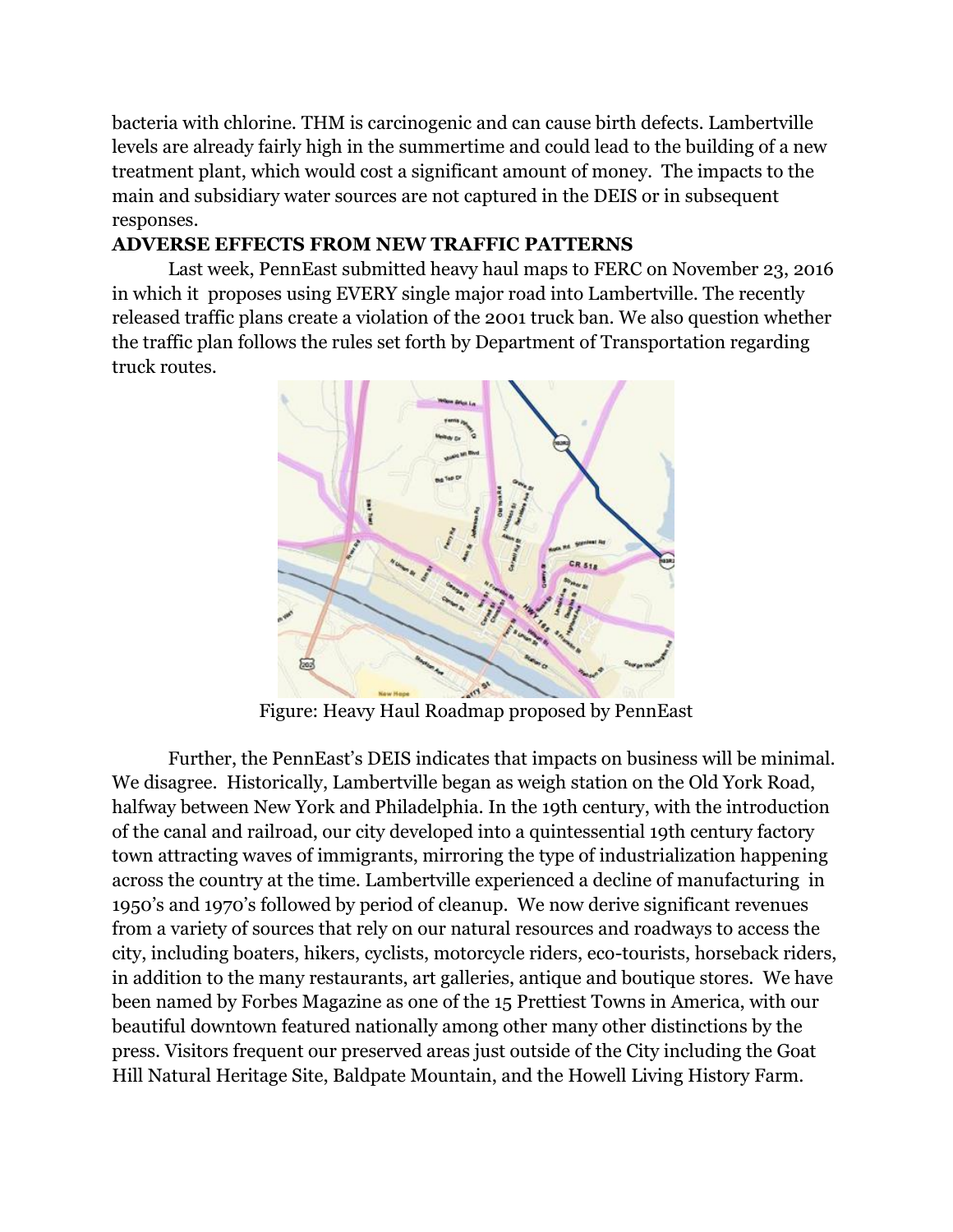bacteria with chlorine. THM is carcinogenic and can cause birth defects. Lambertville levels are already fairly high in the summertime and could lead to the building of a new treatment plant, which would cost a significant amount of money. The impacts to the main and subsidiary water sources are not captured in the DEIS or in subsequent responses.

**ADVERSE EFFECTS FROM NEW TRAFFIC PATTERNS**

Last week, PennEast submitted heavy haul maps to FERC on November 23, 2016 in which it proposes using EVERY single major road into Lambertville. The recently released traffic plans create a violation of the 2001 truck ban. We also question whether the traffic plan follows the rules set forth by Department of Transportation regarding truck routes.

Figure: Heavy Haul Roadmap proposed by PennEast

Further, the PennEast's DEIS indicates that impacts on business will be minimal. We disagree. Historically, Lambertville began as weigh station on the Old York Road, halfway between New York and Philadelphia. In the 19th century, with the introduction of the canal and railroad, our city developed into a quintessential 19th century factory town attracting waves of immigrants, mirroring the type of industrialization happening across the country at the time. Lambertville experienced a decline of manufacturing in 1950's and 1970's followed by period of cleanup. We now derive significant revenues from a variety of sources that rely on our natural resources and roadways to access the city, including boaters, hikers, cyclists, motorcycle riders, eco-tourists, horseback riders, in addition to the many restaurants, art galleries, antique and boutique stores. We have been named by Forbes Magazine as one of the 15 Prettiest Towns in America, with our beautiful downtown featured nationally among other many other distinctions by the press. Visitors frequent our preserved areas just outside of the City including the Goat Hill Natural Heritage Site, Baldpate Mountain, and the Howell Living History Farm.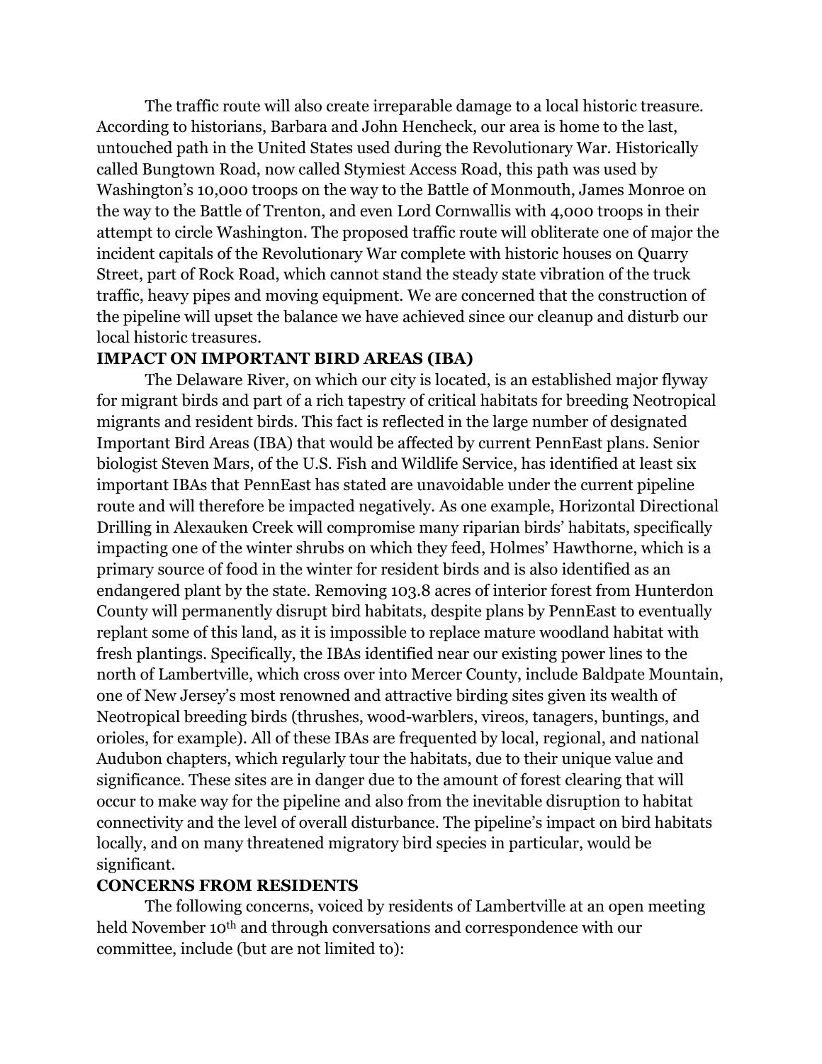The traffic route will also create irreparable damage to a local historic treasure. According to historians, Barbara and John Hencheck, our area is home to the last, untouched path in the United States used during the Revolutionary War. Historically called Bungtown Road, now called Stymiest Access Road, this path was used by Washington's 10,000 troops on the way to the Battle of Monmouth, James Monroe on the way to the Battle of Trenton, and even Lord Cornwallis with 4,000 troops in their attempt to circle Washington. The proposed traffic route will obliterate one of major the incident capitals of the Revolutionary War complete with historic houses on Quarry Street, part of Rock Road, which cannot stand the steady state vibration of the truck traffic, heavy pipes and moving equipment. We are concerned that the construction of the pipeline will upset the balance we have achieved since our cleanup and disturb our local historic treasures.

**IMPACT ON IMPORTANT BIRD AREAS (IBA)**

The Delaware River, on which our city is located, is an established major flyway for migrant birds and part of a rich tapestry of critical habitats for breeding Neotropical migrants and resident birds. This fact is reflected in the large number of designated Important Bird Areas (IBA) that would be affected by current PennEast plans. Senior biologist Steven Mars, of the U.S. Fish and Wildlife Service, has identified at least six important IBAs that PennEast has stated are unavoidable under the current pipeline route and will therefore be impacted negatively. As one example, Horizontal Directional Drilling in Alexauken Creek will compromise many riparian birds' habitats, specifically impacting one of the winter shrubs on which they feed, Holmes' Hawthorne, which is a primary source of food in the winter for resident birds and is also identified as an endangered plant by the state. Removing 103.8 acres of interior forest from Hunterdon County will permanently disrupt bird habitats, despite plans by PennEast to eventually replant some of this land, as it is impossible to replace mature woodland habitat with fresh plantings. Specifically, the IBAs identified near our existing power lines to the north of Lambertville, which cross over into Mercer County, include Baldpate Mountain, one of New Jersey's most renowned and attractive birding sites given its wealth of Neotropical breeding birds (thrushes, wood-warblers, vireos, tanagers, buntings, and orioles, for example). All of these IBAs are frequented by local, regional, and national Audubon chapters, which regularly tour the habitats, due to their unique value and significance. These sites are in danger due to the amount of forest clearing that will occur to make way for the pipeline and also from the inevitable disruption to habitat connectivity and the level of overall disturbance. The pipeline's impact on bird habitats locally, and on many threatened migratory bird species in particular, would be significant.

**CONCERNS FROM RESIDENTS**

The following concerns, voiced by residents of Lambertville at an open meeting held November 10th and through conversations and correspondence with our committee, include (but are not limited to):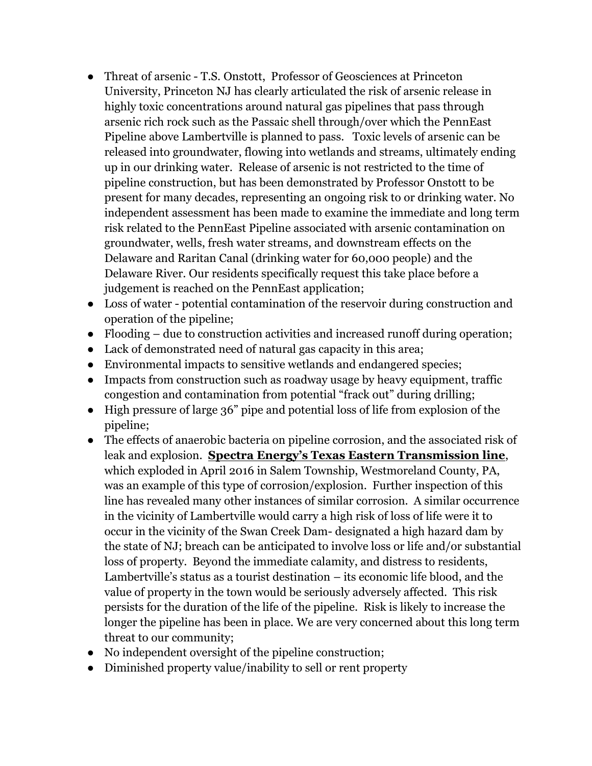- Threat of arsenic - T.S. Onstott, Professor of Geosciences at Princeton University, Princeton NJ has clearly articulated the risk of arsenic release in highly toxic concentrations around natural gas pipelines that pass through arsenic rich rock such as the Passaic shell through/over which the PennEast Pipeline above Lambertville is planned to pass. Toxic levels of arsenic can be released into groundwater, flowing into wetlands and streams, ultimately ending up in our drinking water. Release of arsenic is not restricted to the time of pipeline construction, but has been demonstrated by Professor Onstott to be present for many decades, representing an ongoing risk to or drinking water. No independent assessment has been made to examine the immediate and long term risk related to the PennEast Pipeline associated with arsenic contamination on groundwater, wells, fresh water streams, and downstream effects on the Delaware and Raritan Canal (drinking water for 60,000 people) and the Delaware River. Our residents specifically request this take place before a judgement is reached on the PennEast application;
- Loss of water - potential contamination of the reservoir during construction and operation of the pipeline;
- Flooding – due to construction activities and increased runoff during operation;
- Lack of demonstrated need of natural gas capacity in this area;
- Environmental impacts to sensitive wetlands and endangered species;
- Impacts from construction such as roadway usage by heavy equipment, traffic congestion and contamination from potential "frack out" during drilling;
- High pressure of large 36" pipe and potential loss of life from explosion of the pipeline;
- The effects of anaerobic bacteria on pipeline corrosion, and the associated risk of leak and explosion. **Spectra Energy's Texas Eastern Transmission line**, which exploded in April 2016 in Salem Township, Westmoreland County, PA, was an example of this type of corrosion/explosion. Further inspection of this line has revealed many other instances of similar corrosion. A similar occurrence in the vicinity of Lambertville would carry a high risk of loss of life were it to occur in the vicinity of the Swan Creek Dam- designated a high hazard dam by the state of NJ; breach can be anticipated to involve loss or life and/or substantial loss of property. Beyond the immediate calamity, and distress to residents, Lambertville's status as a tourist destination – its economic life blood, and the value of property in the town would be seriously adversely affected. This risk persists for the duration of the life of the pipeline. Risk is likely to increase the longer the pipeline has been in place. We are very concerned about this long term threat to our community;
- No independent oversight of the pipeline construction;
- Diminished property value/inability to sell or rent property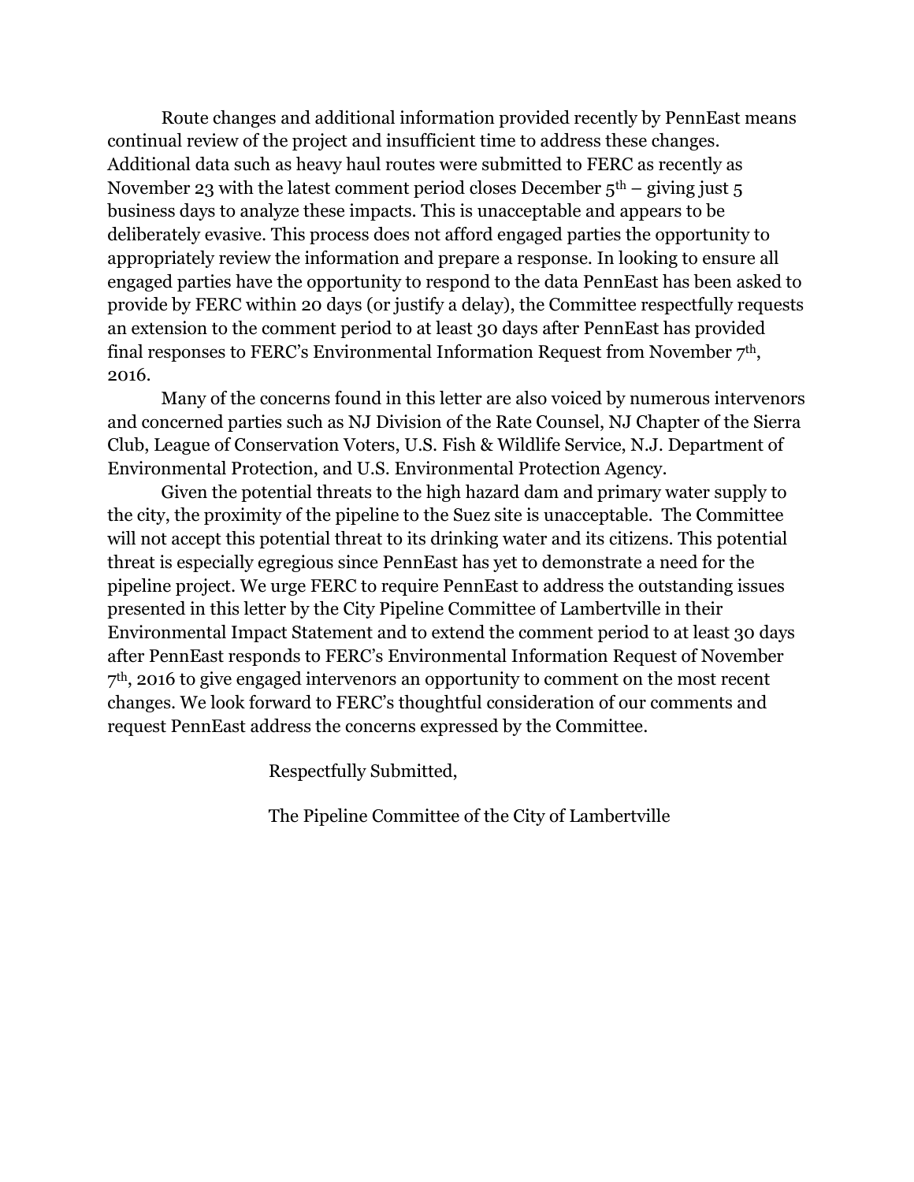Route changes and additional information provided recently by PennEast means continual review of the project and insufficient time to address these changes. Additional data such as heavy haul routes were submitted to FERC as recently as November 23 with the latest comment period closes December 5th – giving just 5 business days to analyze these impacts. This is unacceptable and appears to be deliberately evasive. This process does not afford engaged parties the opportunity to appropriately review the information and prepare a response. In looking to ensure all engaged parties have the opportunity to respond to the data PennEast has been asked to provide by FERC within 20 days (or justify a delay), the Committee respectfully requests an extension to the comment period to at least 30 days after PennEast has provided final responses to FERC's Environmental Information Request from November 7th, 2016.

Many of the concerns found in this letter are also voiced by numerous intervenors and concerned parties such as NJ Division of the Rate Counsel, NJ Chapter of the Sierra Club, League of Conservation Voters, U.S. Fish & Wildlife Service, N.J. Department of Environmental Protection, and U.S. Environmental Protection Agency.

Given the potential threats to the high hazard dam and primary water supply to the city, the proximity of the pipeline to the Suez site is unacceptable. The Committee will not accept this potential threat to its drinking water and its citizens. This potential threat is especially egregious since PennEast has yet to demonstrate a need for the pipeline project. We urge FERC to require PennEast to address the outstanding issues presented in this letter by the City Pipeline Committee of Lambertville in their Environmental Impact Statement and to extend the comment period to at least 30 days after PennEast responds to FERC's Environmental Information Request of November 7th, 2016 to give engaged intervenors an opportunity to comment on the most recent changes. We look forward to FERC's thoughtful consideration of our comments and request PennEast address the concerns expressed by the Committee.

Respectfully Submitted,

The Pipeline Committee of the City of Lambertville